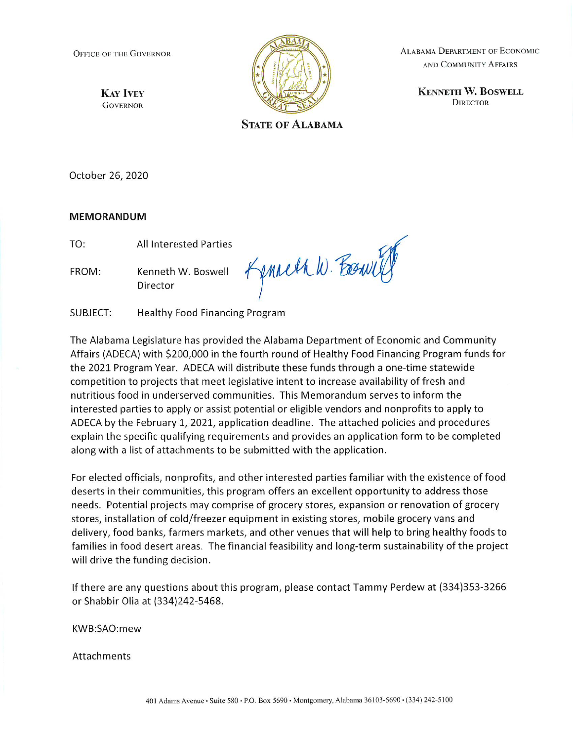Office of the Governor

**Kay Ivey**
Governor

**State of Alabama**

Alabama Department of Economic and Community Affairs

**Kenneth W. Boswell**
Director

October 26, 2020

**MEMORANDUM**

TO: All Interested Parties

FROM: Kenneth W. Boswell
Director

SUBJECT: Healthy Food Financing Program

The Alabama Legislature has provided the Alabama Department of Economic and Community Affairs (ADECA) with $200,000 in the fourth round of Healthy Food Financing Program funds for the 2021 Program Year. ADECA will distribute these funds through a one-time statewide competition to projects that meet legislative intent to increase availability of fresh and nutritious food in underserved communities. This Memorandum serves to inform the interested parties to apply or assist potential or eligible vendors and nonprofits to apply to ADECA by the February 1, 2021, application deadline. The attached policies and procedures explain the specific qualifying requirements and provides an application form to be completed along with a list of attachments to be submitted with the application.

For elected officials, nonprofits, and other interested parties familiar with the existence of food deserts in their communities, this program offers an excellent opportunity to address those needs. Potential projects may comprise of grocery stores, expansion or renovation of grocery stores, installation of cold/freezer equipment in existing stores, mobile grocery vans and delivery, food banks, farmers markets, and other venues that will help to bring healthy foods to families in food desert areas. The financial feasibility and long-term sustainability of the project will drive the funding decision.

If there are any questions about this program, please contact Tammy Perdew at (334)353-3266 or Shabbir Olia at (334)242-5468.

KWB:SAO:mew

Attachments

401 Adams Avenue • Suite 580 • P.O. Box 5690 • Montgomery, Alabama 36103-5690 • (334) 242-5100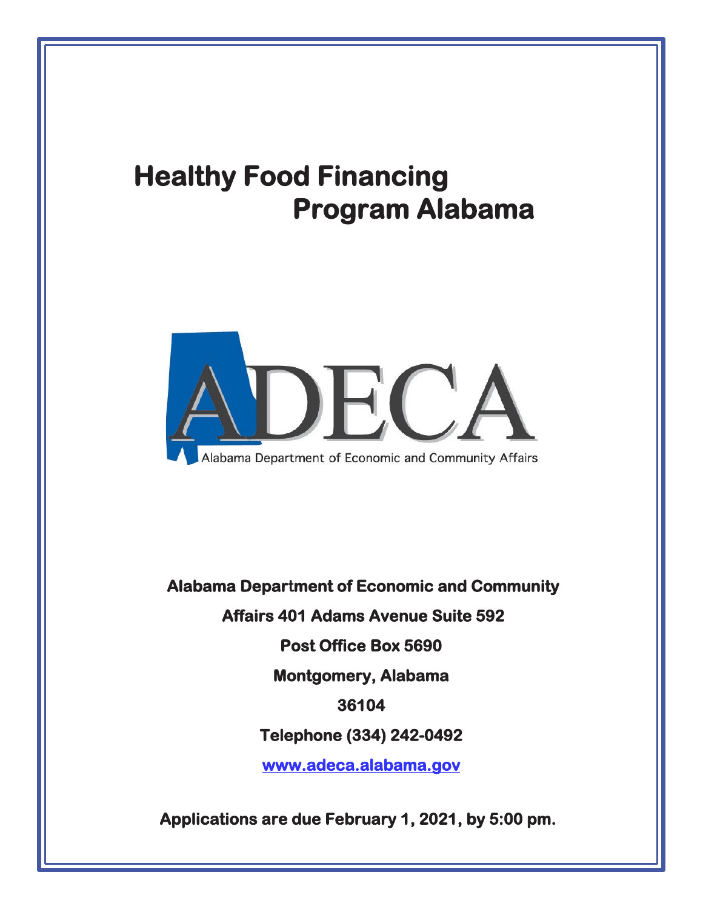# Healthy Food Financing Program Alabama

ADECA

Alabama Department of Economic and Community Affairs

**Alabama Department of Economic and Community**

**Affairs 401 Adams Avenue Suite 592**

**Post Office Box 5690**

**Montgomery, Alabama**

**36104**

**Telephone (334) 242-0492**

**www.adeca.alabama.gov**

**Applications are due February 1, 2021, by 5:00 pm.**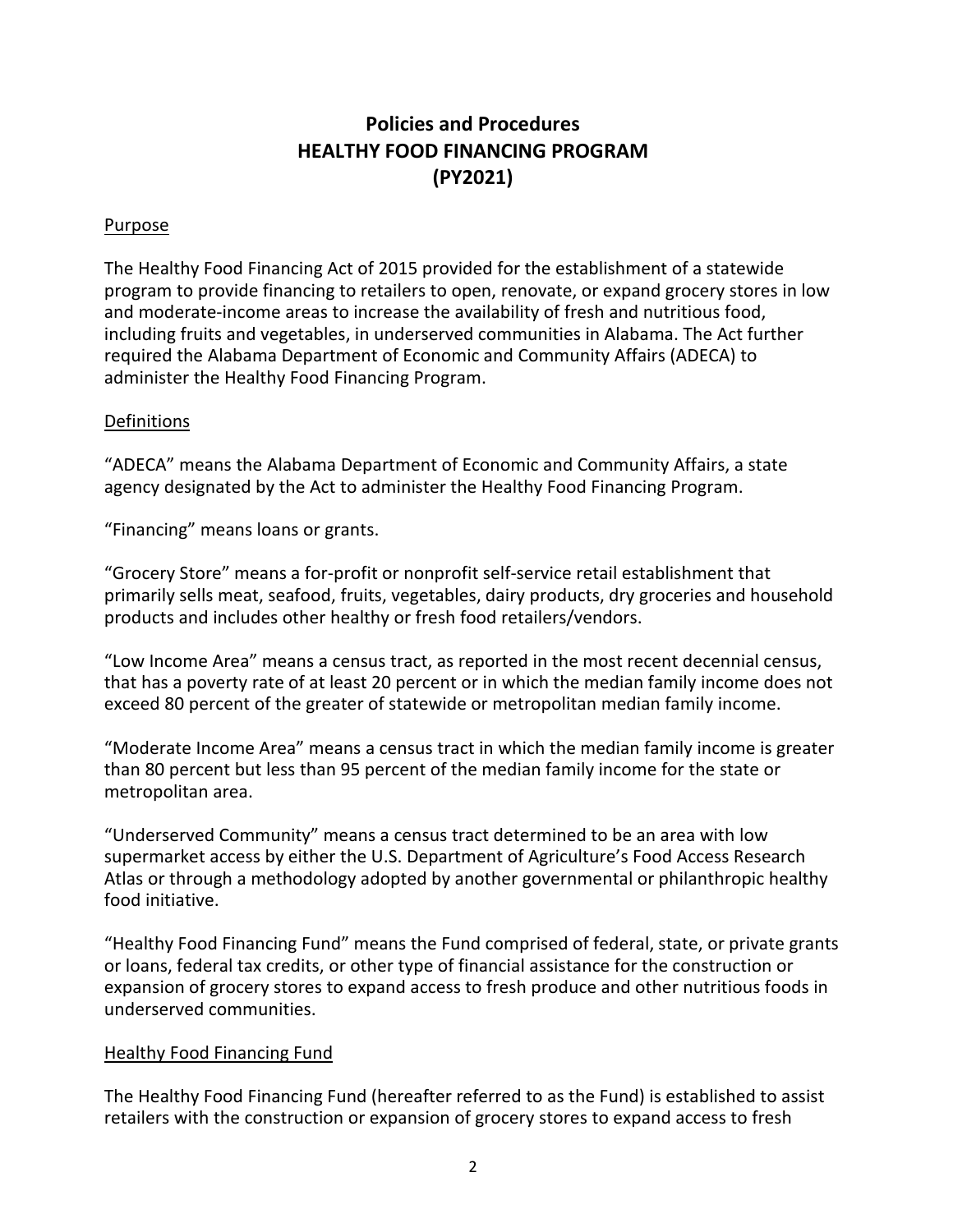# Policies and Procedures
# HEALTHY FOOD FINANCING PROGRAM
# (PY2021)

## Purpose

The Healthy Food Financing Act of 2015 provided for the establishment of a statewide program to provide financing to retailers to open, renovate, or expand grocery stores in low and moderate-income areas to increase the availability of fresh and nutritious food, including fruits and vegetables, in underserved communities in Alabama. The Act further required the Alabama Department of Economic and Community Affairs (ADECA) to administer the Healthy Food Financing Program.

## Definitions

"ADECA" means the Alabama Department of Economic and Community Affairs, a state agency designated by the Act to administer the Healthy Food Financing Program.

"Financing" means loans or grants.

"Grocery Store" means a for-profit or nonprofit self-service retail establishment that primarily sells meat, seafood, fruits, vegetables, dairy products, dry groceries and household products and includes other healthy or fresh food retailers/vendors.

"Low Income Area" means a census tract, as reported in the most recent decennial census, that has a poverty rate of at least 20 percent or in which the median family income does not exceed 80 percent of the greater of statewide or metropolitan median family income.

"Moderate Income Area" means a census tract in which the median family income is greater than 80 percent but less than 95 percent of the median family income for the state or metropolitan area.

"Underserved Community" means a census tract determined to be an area with low supermarket access by either the U.S. Department of Agriculture's Food Access Research Atlas or through a methodology adopted by another governmental or philanthropic healthy food initiative.

"Healthy Food Financing Fund" means the Fund comprised of federal, state, or private grants or loans, federal tax credits, or other type of financial assistance for the construction or expansion of grocery stores to expand access to fresh produce and other nutritious foods in underserved communities.

## Healthy Food Financing Fund

The Healthy Food Financing Fund (hereafter referred to as the Fund) is established to assist retailers with the construction or expansion of grocery stores to expand access to fresh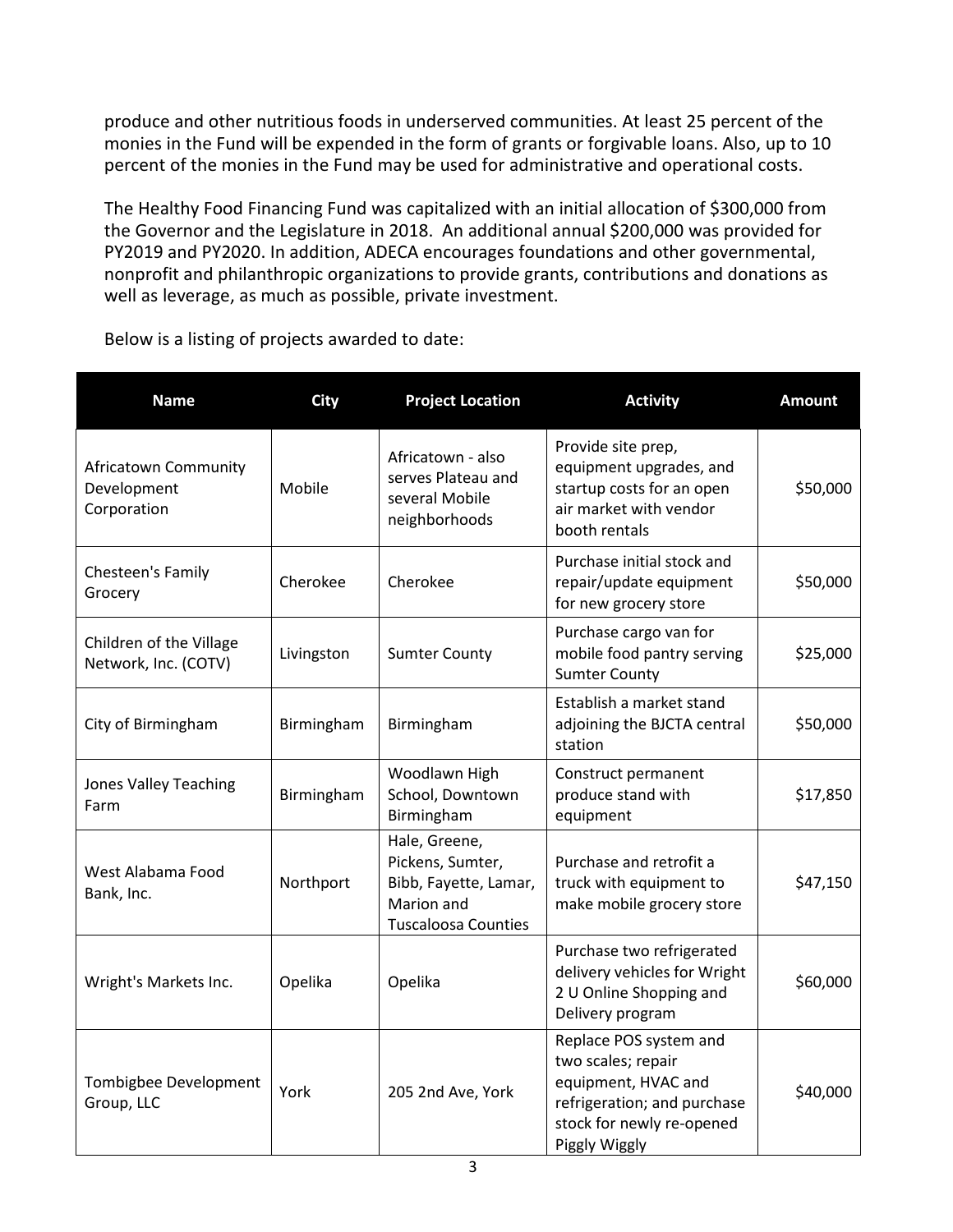produce and other nutritious foods in underserved communities. At least 25 percent of the monies in the Fund will be expended in the form of grants or forgivable loans. Also, up to 10 percent of the monies in the Fund may be used for administrative and operational costs.

The Healthy Food Financing Fund was capitalized with an initial allocation of $300,000 from the Governor and the Legislature in 2018. An additional annual $200,000 was provided for PY2019 and PY2020. In addition, ADECA encourages foundations and other governmental, nonprofit and philanthropic organizations to provide grants, contributions and donations as well as leverage, as much as possible, private investment.

Below is a listing of projects awarded to date:

| Name | City | Project Location | Activity | Amount |
| --- | --- | --- | --- | --- |
| Africatown Community Development Corporation | Mobile | Africatown - also serves Plateau and several Mobile neighborhoods | Provide site prep, equipment upgrades, and startup costs for an open air market with vendor booth rentals | $50,000 |
| Chesteen's Family Grocery | Cherokee | Cherokee | Purchase initial stock and repair/update equipment for new grocery store | $50,000 |
| Children of the Village Network, Inc. (COTV) | Livingston | Sumter County | Purchase cargo van for mobile food pantry serving Sumter County | $25,000 |
| City of Birmingham | Birmingham | Birmingham | Establish a market stand adjoining the BJCTA central station | $50,000 |
| Jones Valley Teaching Farm | Birmingham | Woodlawn High School, Downtown Birmingham | Construct permanent produce stand with equipment | $17,850 |
| West Alabama Food Bank, Inc. | Northport | Hale, Greene, Pickens, Sumter, Bibb, Fayette, Lamar, Marion and Tuscaloosa Counties | Purchase and retrofit a truck with equipment to make mobile grocery store | $47,150 |
| Wright's Markets Inc. | Opelika | Opelika | Purchase two refrigerated delivery vehicles for Wright 2 U Online Shopping and Delivery program | $60,000 |
| Tombigbee Development Group, LLC | York | 205 2nd Ave, York | Replace POS system and two scales; repair equipment, HVAC and refrigeration; and purchase stock for newly re-opened Piggly Wiggly | $40,000 |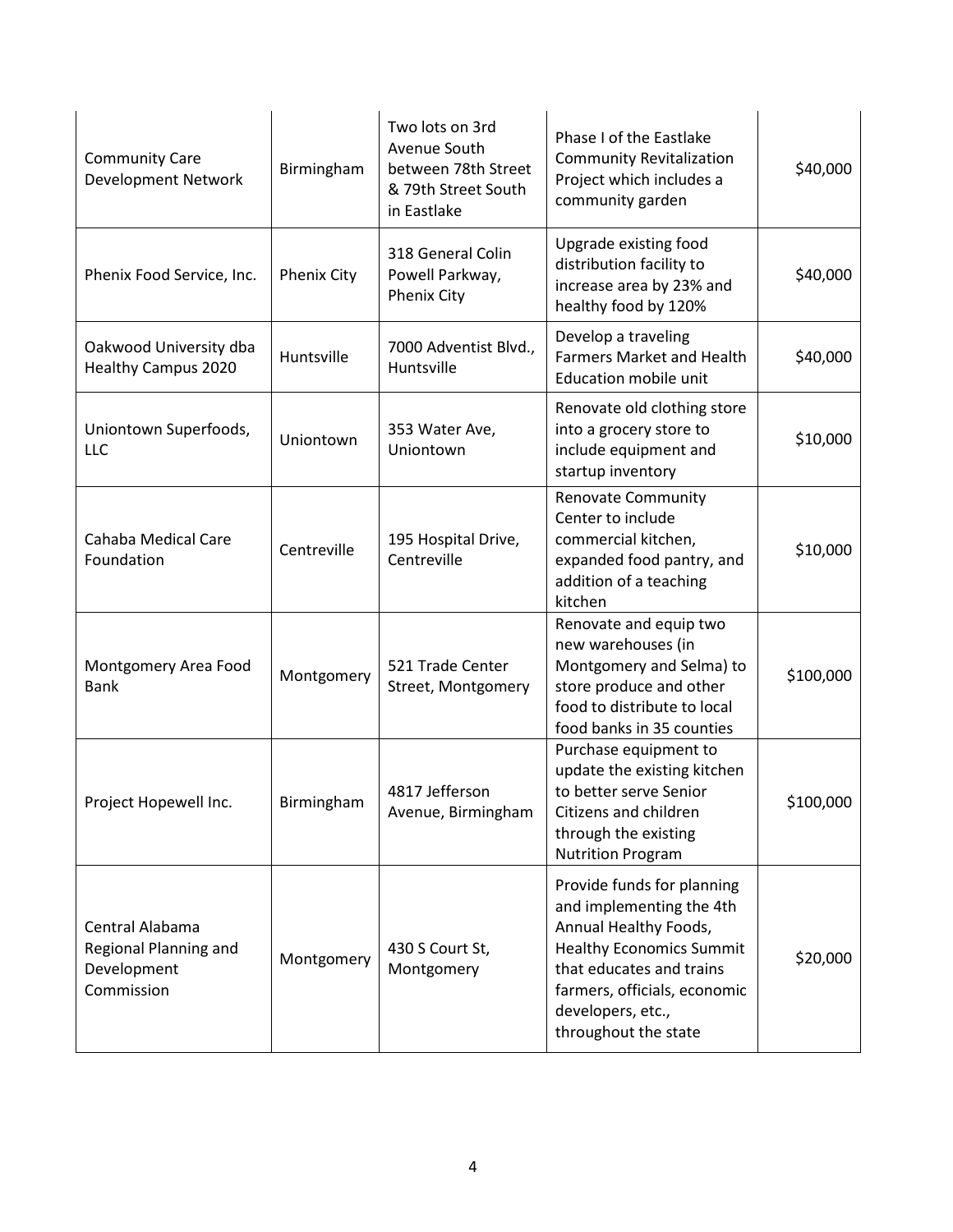| | | | | |
|---|---|---|---|---|
| Community Care Development Network | Birmingham | Two lots on 3rd Avenue South between 78th Street & 79th Street South in Eastlake | Phase I of the Eastlake Community Revitalization Project which includes a community garden | $40,000 |
| Phenix Food Service, Inc. | Phenix City | 318 General Colin Powell Parkway, Phenix City | Upgrade existing food distribution facility to increase area by 23% and healthy food by 120% | $40,000 |
| Oakwood University dba Healthy Campus 2020 | Huntsville | 7000 Adventist Blvd., Huntsville | Develop a traveling Farmers Market and Health Education mobile unit | $40,000 |
| Uniontown Superfoods, LLC | Uniontown | 353 Water Ave, Uniontown | Renovate old clothing store into a grocery store to include equipment and startup inventory | $10,000 |
| Cahaba Medical Care Foundation | Centreville | 195 Hospital Drive, Centreville | Renovate Community Center to include commercial kitchen, expanded food pantry, and addition of a teaching kitchen | $10,000 |
| Montgomery Area Food Bank | Montgomery | 521 Trade Center Street, Montgomery | Renovate and equip two new warehouses (in Montgomery and Selma) to store produce and other food to distribute to local food banks in 35 counties | $100,000 |
| Project Hopewell Inc. | Birmingham | 4817 Jefferson Avenue, Birmingham | Purchase equipment to update the existing kitchen to better serve Senior Citizens and children through the existing Nutrition Program | $100,000 |
| Central Alabama Regional Planning and Development Commission | Montgomery | 430 S Court St, Montgomery | Provide funds for planning and implementing the 4th Annual Healthy Foods, Healthy Economics Summit that educates and trains farmers, officials, economic developers, etc., throughout the state | $20,000 |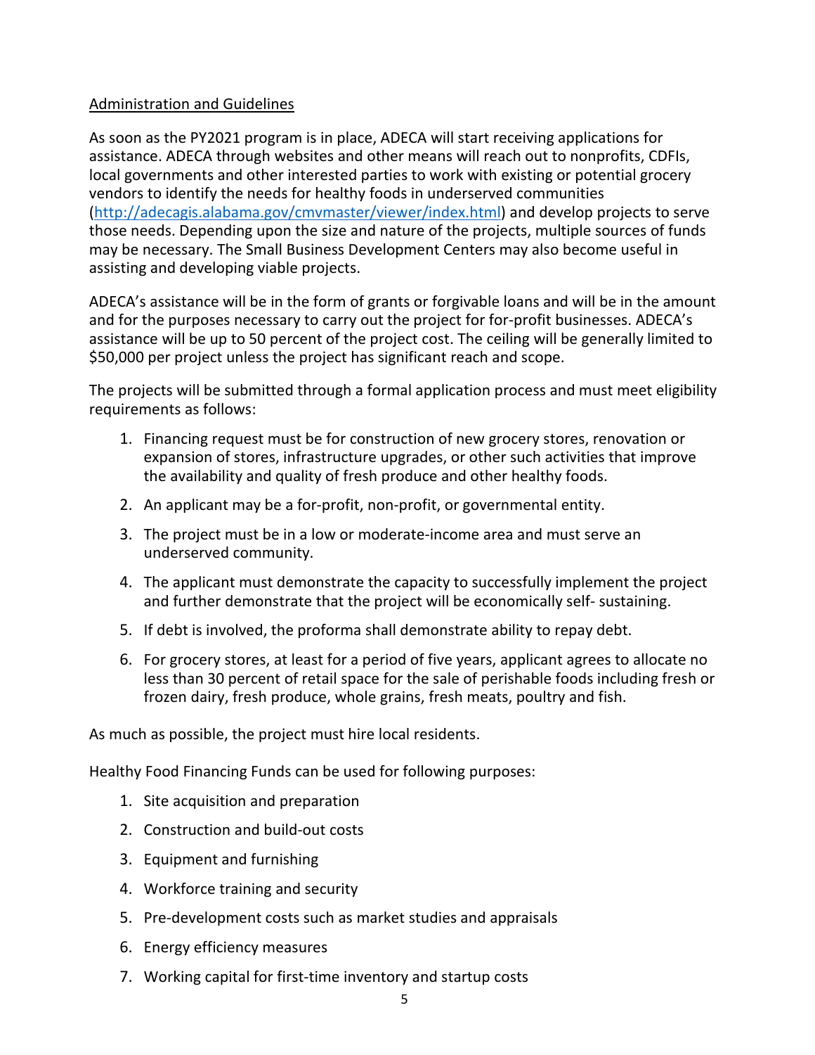Administration and Guidelines

As soon as the PY2021 program is in place, ADECA will start receiving applications for assistance. ADECA through websites and other means will reach out to nonprofits, CDFIs, local governments and other interested parties to work with existing or potential grocery vendors to identify the needs for healthy foods in underserved communities (http://adecagis.alabama.gov/cmvmaster/viewer/index.html) and develop projects to serve those needs. Depending upon the size and nature of the projects, multiple sources of funds may be necessary. The Small Business Development Centers may also become useful in assisting and developing viable projects.

ADECA's assistance will be in the form of grants or forgivable loans and will be in the amount and for the purposes necessary to carry out the project for for-profit businesses. ADECA's assistance will be up to 50 percent of the project cost. The ceiling will be generally limited to $50,000 per project unless the project has significant reach and scope.

The projects will be submitted through a formal application process and must meet eligibility requirements as follows:

1. Financing request must be for construction of new grocery stores, renovation or expansion of stores, infrastructure upgrades, or other such activities that improve the availability and quality of fresh produce and other healthy foods.
2. An applicant may be a for-profit, non-profit, or governmental entity.
3. The project must be in a low or moderate-income area and must serve an underserved community.
4. The applicant must demonstrate the capacity to successfully implement the project and further demonstrate that the project will be economically self- sustaining.
5. If debt is involved, the proforma shall demonstrate ability to repay debt.
6. For grocery stores, at least for a period of five years, applicant agrees to allocate no less than 30 percent of retail space for the sale of perishable foods including fresh or frozen dairy, fresh produce, whole grains, fresh meats, poultry and fish.

As much as possible, the project must hire local residents.

Healthy Food Financing Funds can be used for following purposes:

1. Site acquisition and preparation
2. Construction and build-out costs
3. Equipment and furnishing
4. Workforce training and security
5. Pre-development costs such as market studies and appraisals
6. Energy efficiency measures
7. Working capital for first-time inventory and startup costs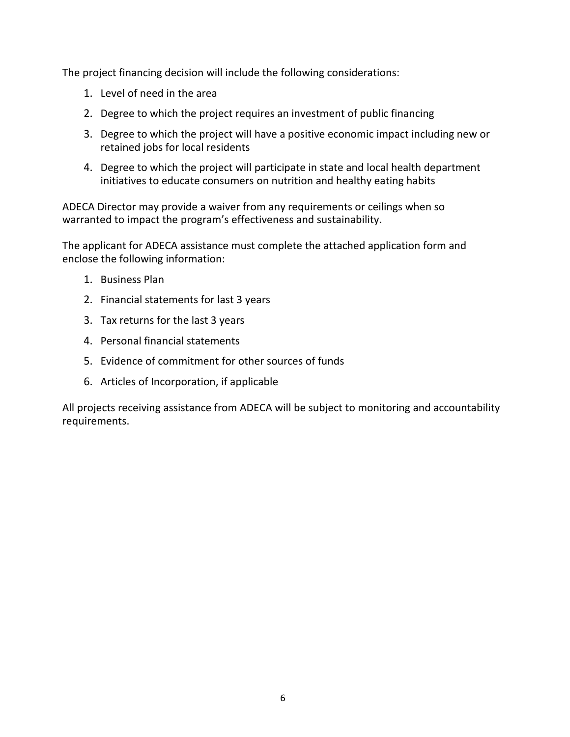The project financing decision will include the following considerations:

1. Level of need in the area
2. Degree to which the project requires an investment of public financing
3. Degree to which the project will have a positive economic impact including new or retained jobs for local residents
4. Degree to which the project will participate in state and local health department initiatives to educate consumers on nutrition and healthy eating habits

ADECA Director may provide a waiver from any requirements or ceilings when so warranted to impact the program's effectiveness and sustainability.

The applicant for ADECA assistance must complete the attached application form and enclose the following information:

1. Business Plan
2. Financial statements for last 3 years
3. Tax returns for the last 3 years
4. Personal financial statements
5. Evidence of commitment for other sources of funds
6. Articles of Incorporation, if applicable

All projects receiving assistance from ADECA will be subject to monitoring and accountability requirements.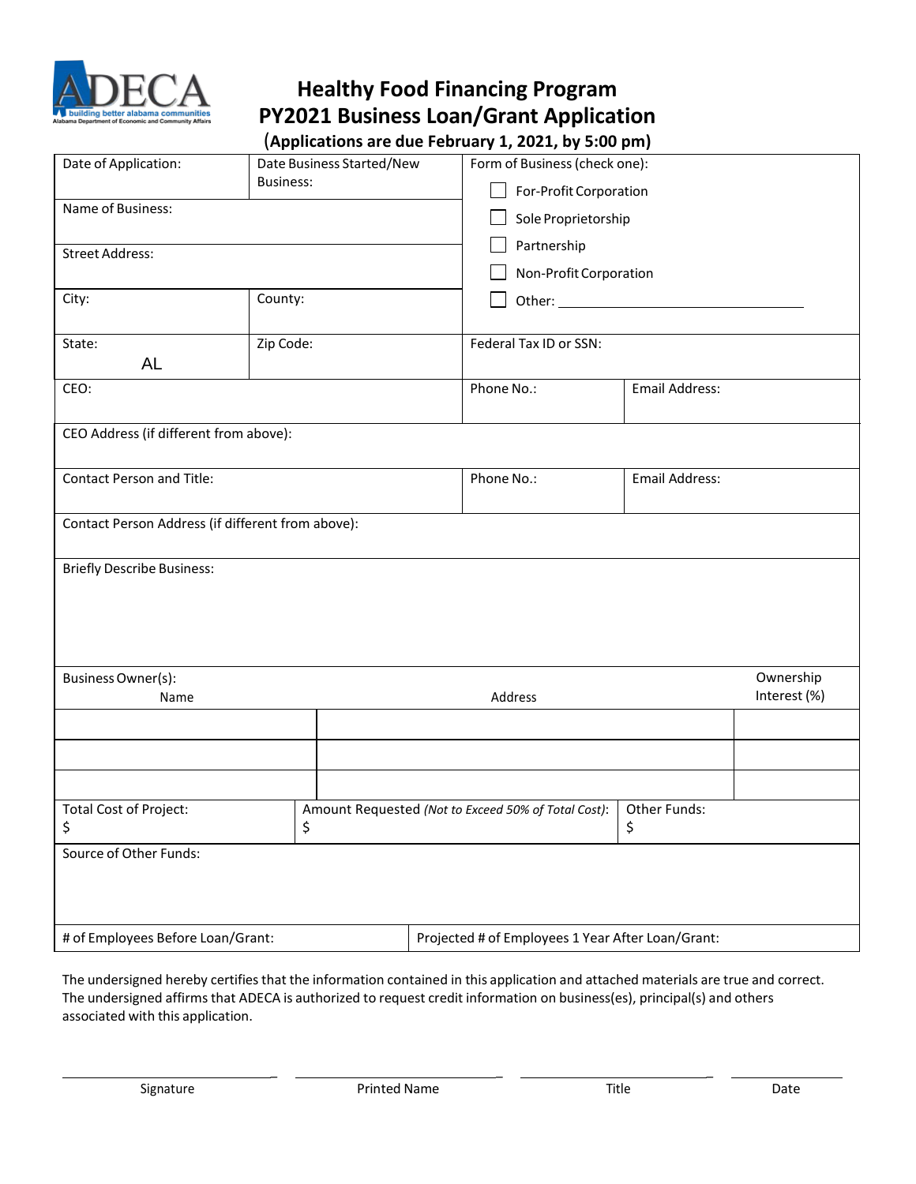# Healthy Food Financing Program
# PY2021 Business Loan/Grant Application

**(Applications are due February 1, 2021, by 5:00 pm)**

| Date of Application: | Date Business Started/New Business: | Form of Business (check one): | |
|---|---|---|---|
| Name of Business: | | ☐ For-Profit Corporation<br>☐ Sole Proprietorship | |
| Street Address: | | ☐ Partnership<br>☐ Non-Profit Corporation | |
| City: | County: | ☐ Other: ____________________ | |
| State: AL | Zip Code: | Federal Tax ID or SSN: | |
| CEO: | | Phone No.: | Email Address: |
| CEO Address (if different from above): | | | |
| Contact Person and Title: | | Phone No.: | Email Address: |
| Contact Person Address (if different from above): | | | |
| Briefly Describe Business: | | | |

| Business Owner(s): Name | Address | Ownership Interest (%) |
|---|---|---|
| | | |
| | | |
| | | |

| Total Cost of Project: $ | Amount Requested *(Not to Exceed 50% of Total Cost)*: $ | Other Funds: $ |
|---|---|---|
| Source of Other Funds: | | |

| # of Employees Before Loan/Grant: | Projected # of Employees 1 Year After Loan/Grant: |
|---|---|
| | |

The undersigned hereby certifies that the information contained in this application and attached materials are true and correct. The undersigned affirms that ADECA is authorized to request credit information on business(es), principal(s) and others associated with this application.

| ____________________ | ____________________ | ____________________ | ____________ |
|---|---|---|---|
| Signature | Printed Name | Title | Date |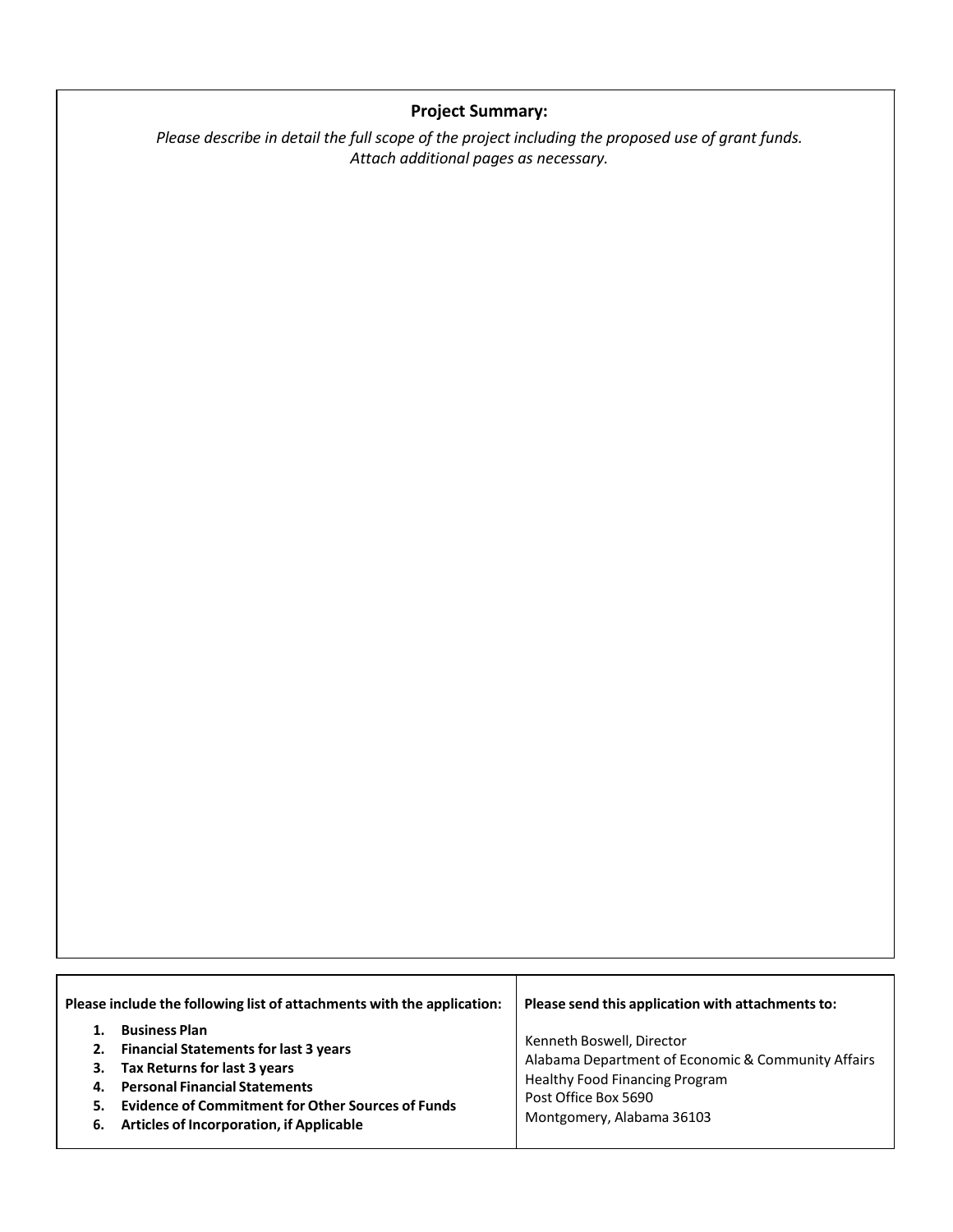## Project Summary:

*Please describe in detail the full scope of the project including the proposed use of grant funds. Attach additional pages as necessary.*

**Please include the following list of attachments with the application:**

1. **Business Plan**
2. **Financial Statements for last 3 years**
3. **Tax Returns for last 3 years**
4. **Personal Financial Statements**
5. **Evidence of Commitment for Other Sources of Funds**
6. **Articles of Incorporation, if Applicable**

**Please send this application with attachments to:**

Kenneth Boswell, Director
Alabama Department of Economic & Community Affairs
Healthy Food Financing Program
Post Office Box 5690
Montgomery, Alabama 36103